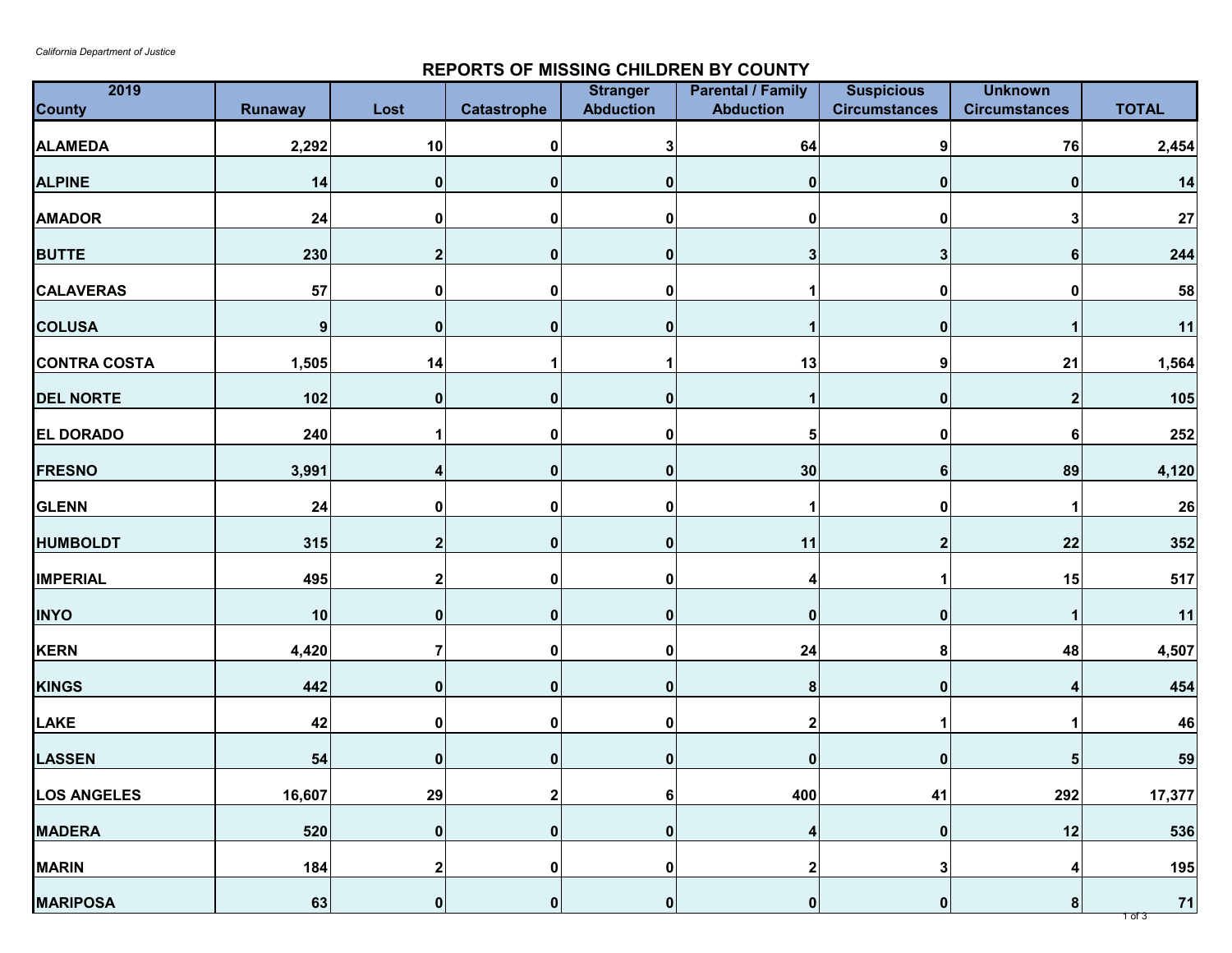*California Department of Justice*

## REPORTS OF MISSING CHILDREN BY COUNTY

| 2019 County | Runaway | Lost | Catastrophe | Stranger Abduction | Parental / Family Abduction | Suspicious Circumstances | Unknown Circumstances | TOTAL |
|---|---|---|---|---|---|---|---|---|
| **ALAMEDA** | **2,292** | **10** | **0** | **3** | **64** | **9** | **76** | **2,454** |
| **ALPINE** | **14** | **0** | **0** | **0** | **0** | **0** | **0** | **14** |
| **AMADOR** | **24** | **0** | **0** | **0** | **0** | **0** | **3** | **27** |
| **BUTTE** | **230** | **2** | **0** | **0** | **3** | **3** | **6** | **244** |
| **CALAVERAS** | **57** | **0** | **0** | **0** | **1** | **0** | **0** | **58** |
| **COLUSA** | **9** | **0** | **0** | **0** | **1** | **0** | **1** | **11** |
| **CONTRA COSTA** | **1,505** | **14** | **1** | **1** | **13** | **9** | **21** | **1,564** |
| **DEL NORTE** | **102** | **0** | **0** | **0** | **1** | **0** | **2** | **105** |
| **EL DORADO** | **240** | **1** | **0** | **0** | **5** | **0** | **6** | **252** |
| **FRESNO** | **3,991** | **4** | **0** | **0** | **30** | **6** | **89** | **4,120** |
| **GLENN** | **24** | **0** | **0** | **0** | **1** | **0** | **1** | **26** |
| **HUMBOLDT** | **315** | **2** | **0** | **0** | **11** | **2** | **22** | **352** |
| **IMPERIAL** | **495** | **2** | **0** | **0** | **4** | **1** | **15** | **517** |
| **INYO** | **10** | **0** | **0** | **0** | **0** | **0** | **1** | **11** |
| **KERN** | **4,420** | **7** | **0** | **0** | **24** | **8** | **48** | **4,507** |
| **KINGS** | **442** | **0** | **0** | **0** | **8** | **0** | **4** | **454** |
| **LAKE** | **42** | **0** | **0** | **0** | **2** | **1** | **1** | **46** |
| **LASSEN** | **54** | **0** | **0** | **0** | **0** | **0** | **5** | **59** |
| **LOS ANGELES** | **16,607** | **29** | **2** | **6** | **400** | **41** | **292** | **17,377** |
| **MADERA** | **520** | **0** | **0** | **0** | **4** | **0** | **12** | **536** |
| **MARIN** | **184** | **2** | **0** | **0** | **2** | **3** | **4** | **195** |
| **MARIPOSA** | **63** | **0** | **0** | **0** | **0** | **0** | **8** | **71** |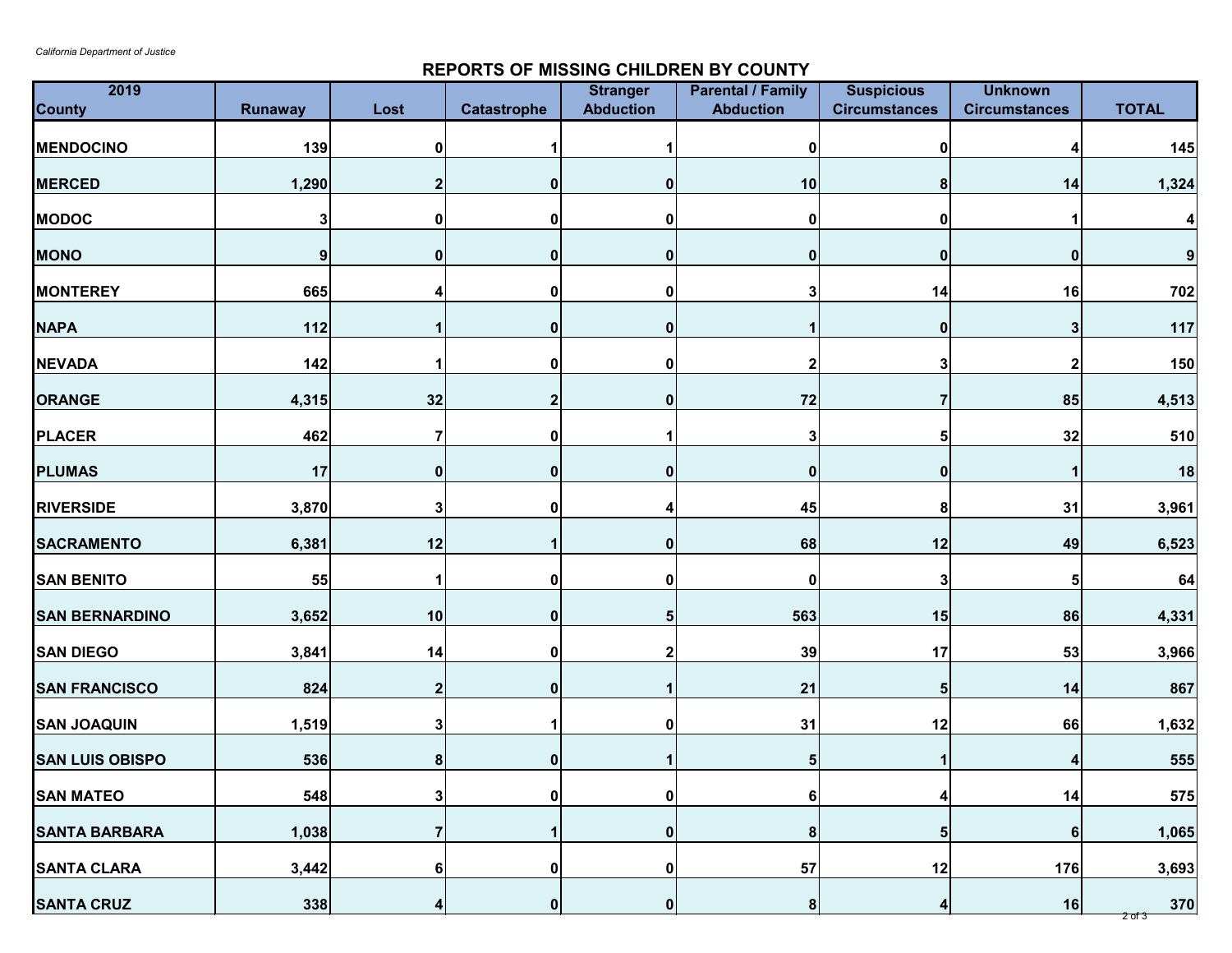*California Department of Justice*

## REPORTS OF MISSING CHILDREN BY COUNTY

| 2019 County | Runaway | Lost | Catastrophe | Stranger Abduction | Parental / Family Abduction | Suspicious Circumstances | Unknown Circumstances | TOTAL |
|---|---|---|---|---|---|---|---|---|
| MENDOCINO | 139 | 0 | 1 | 1 | 0 | 0 | 4 | 145 |
| MERCED | 1,290 | 2 | 0 | 0 | 10 | 8 | 14 | 1,324 |
| MODOC | 3 | 0 | 0 | 0 | 0 | 0 | 1 | 4 |
| MONO | 9 | 0 | 0 | 0 | 0 | 0 | 0 | 9 |
| MONTEREY | 665 | 4 | 0 | 0 | 3 | 14 | 16 | 702 |
| NAPA | 112 | 1 | 0 | 0 | 1 | 0 | 3 | 117 |
| NEVADA | 142 | 1 | 0 | 0 | 2 | 3 | 2 | 150 |
| ORANGE | 4,315 | 32 | 2 | 0 | 72 | 7 | 85 | 4,513 |
| PLACER | 462 | 7 | 0 | 1 | 3 | 5 | 32 | 510 |
| PLUMAS | 17 | 0 | 0 | 0 | 0 | 0 | 1 | 18 |
| RIVERSIDE | 3,870 | 3 | 0 | 4 | 45 | 8 | 31 | 3,961 |
| SACRAMENTO | 6,381 | 12 | 1 | 0 | 68 | 12 | 49 | 6,523 |
| SAN BENITO | 55 | 1 | 0 | 0 | 0 | 3 | 5 | 64 |
| SAN BERNARDINO | 3,652 | 10 | 0 | 5 | 563 | 15 | 86 | 4,331 |
| SAN DIEGO | 3,841 | 14 | 0 | 2 | 39 | 17 | 53 | 3,966 |
| SAN FRANCISCO | 824 | 2 | 0 | 1 | 21 | 5 | 14 | 867 |
| SAN JOAQUIN | 1,519 | 3 | 1 | 0 | 31 | 12 | 66 | 1,632 |
| SAN LUIS OBISPO | 536 | 8 | 0 | 1 | 5 | 1 | 4 | 555 |
| SAN MATEO | 548 | 3 | 0 | 0 | 6 | 4 | 14 | 575 |
| SANTA BARBARA | 1,038 | 7 | 1 | 0 | 8 | 5 | 6 | 1,065 |
| SANTA CLARA | 3,442 | 6 | 0 | 0 | 57 | 12 | 176 | 3,693 |
| SANTA CRUZ | 338 | 4 | 0 | 0 | 8 | 4 | 16 | 370 |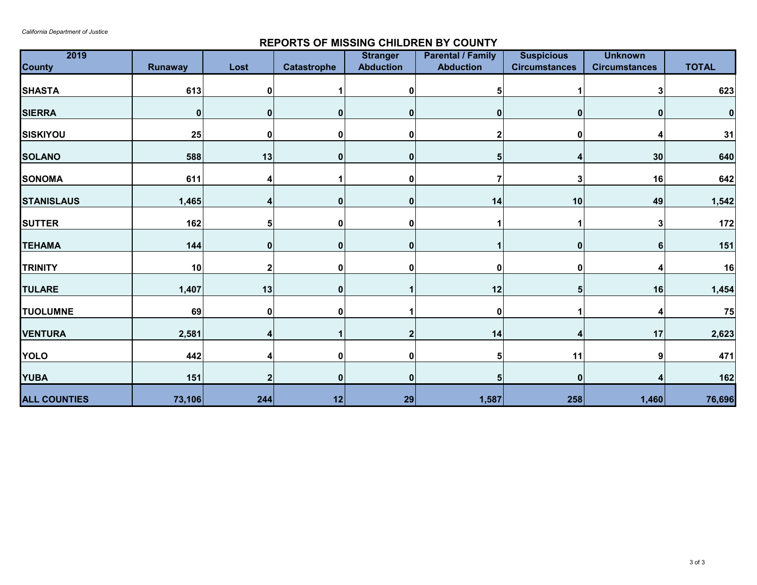*California Department of Justice*

## REPORTS OF MISSING CHILDREN BY COUNTY

| 2019 County | Runaway | Lost | Catastrophe | Stranger Abduction | Parental / Family Abduction | Suspicious Circumstances | Unknown Circumstances | TOTAL |
|---|---|---|---|---|---|---|---|---|
| **SHASTA** | **613** | **0** | **1** | **0** | **5** | **1** | **3** | **623** |
| **SIERRA** | **0** | **0** | **0** | **0** | **0** | **0** | **0** | **0** |
| **SISKIYOU** | **25** | **0** | **0** | **0** | **2** | **0** | **4** | **31** |
| **SOLANO** | **588** | **13** | **0** | **0** | **5** | **4** | **30** | **640** |
| **SONOMA** | **611** | **4** | **1** | **0** | **7** | **3** | **16** | **642** |
| **STANISLAUS** | **1,465** | **4** | **0** | **0** | **14** | **10** | **49** | **1,542** |
| **SUTTER** | **162** | **5** | **0** | **0** | **1** | **1** | **3** | **172** |
| **TEHAMA** | **144** | **0** | **0** | **0** | **1** | **0** | **6** | **151** |
| **TRINITY** | **10** | **2** | **0** | **0** | **0** | **0** | **4** | **16** |
| **TULARE** | **1,407** | **13** | **0** | **1** | **12** | **5** | **16** | **1,454** |
| **TUOLUMNE** | **69** | **0** | **0** | **1** | **0** | **1** | **4** | **75** |
| **VENTURA** | **2,581** | **4** | **1** | **2** | **14** | **4** | **17** | **2,623** |
| **YOLO** | **442** | **4** | **0** | **0** | **5** | **11** | **9** | **471** |
| **YUBA** | **151** | **2** | **0** | **0** | **5** | **0** | **4** | **162** |
| **ALL COUNTIES** | **73,106** | **244** | **12** | **29** | **1,587** | **258** | **1,460** | **76,696** |